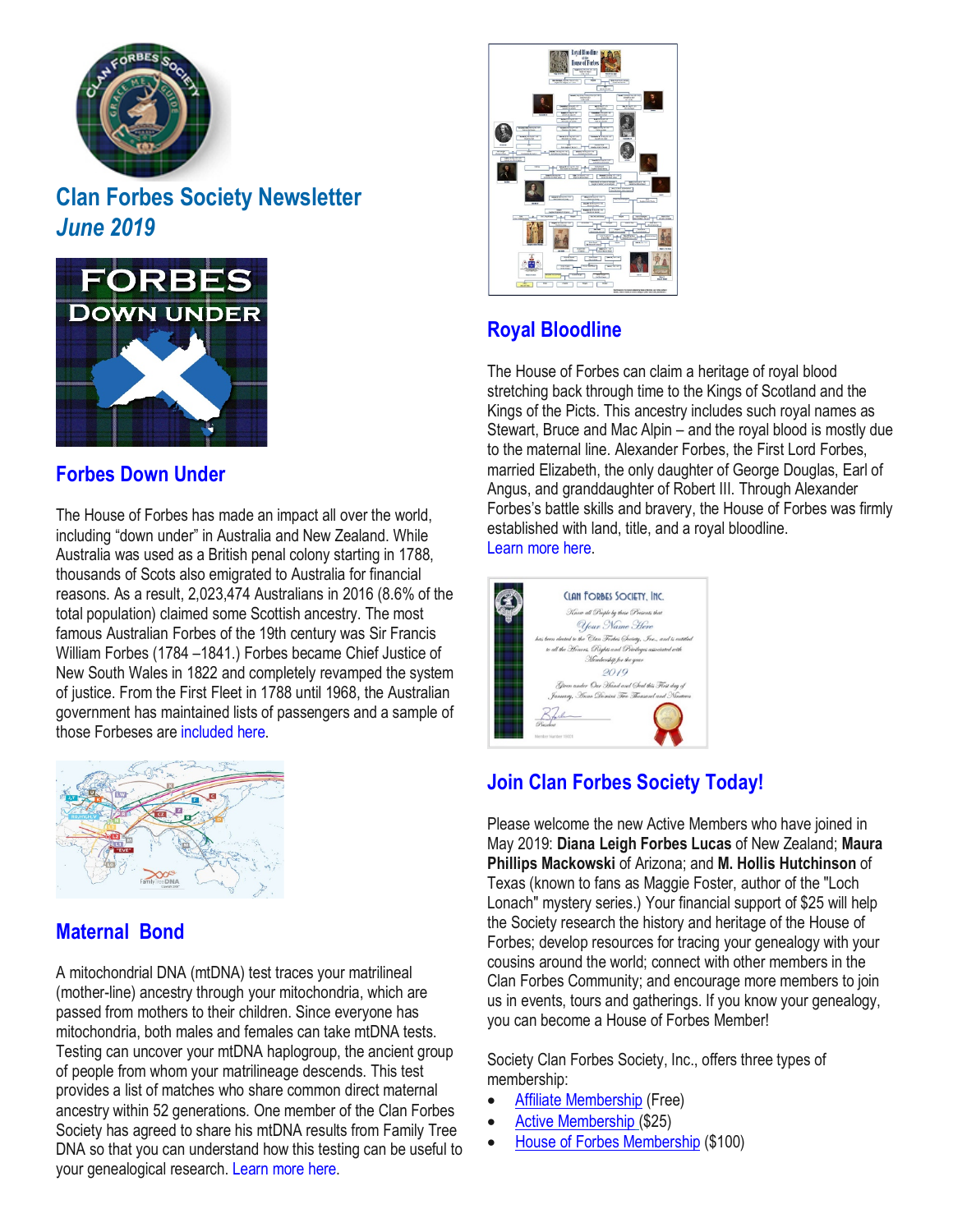# Clan Forbes Society Newsletter

## *June 2019*

## Forbes Down Under

The House of Forbes has made an impact all over the world, including "down under" in Australia and New Zealand. While Australia was used as a British penal colony starting in 1788, thousands of Scots also emigrated to Australia for financial reasons. As a result, 2,023,474 Australians in 2016 (8.6% of the total population) claimed some Scottish ancestry. The most famous Australian Forbes of the 19th century was Sir Francis William Forbes (1784 –1841.) Forbes became Chief Justice of New South Wales in 1822 and completely revamped the system of justice. From the First Fleet in 1788 until 1968, the Australian government has maintained lists of passengers and a sample of those Forbeses are included here.

## Maternal Bond

A mitochondrial DNA (mtDNA) test traces your matrilineal (mother-line) ancestry through your mitochondria, which are passed from mothers to their children. Since everyone has mitochondria, both males and females can take mtDNA tests. Testing can uncover your mtDNA haplogroup, the ancient group of people from whom your matrilineage descends. This test provides a list of matches who share common direct maternal ancestry within 52 generations. One member of the Clan Forbes Society has agreed to share his mtDNA results from Family Tree DNA so that you can understand how this testing can be useful to your genealogical research. Learn more here.

## Royal Bloodline

The House of Forbes can claim a heritage of royal blood stretching back through time to the Kings of Scotland and the Kings of the Picts. This ancestry includes such royal names as Stewart, Bruce and Mac Alpin – and the royal blood is mostly due to the maternal line. Alexander Forbes, the First Lord Forbes, married Elizabeth, the only daughter of George Douglas, Earl of Angus, and granddaughter of Robert III. Through Alexander Forbes's battle skills and bravery, the House of Forbes was firmly established with land, title, and a royal bloodline.
Learn more here.

## Join Clan Forbes Society Today!

Please welcome the new Active Members who have joined in May 2019: **Diana Leigh Forbes Lucas** of New Zealand; **Maura Phillips Mackowski** of Arizona; and **M. Hollis Hutchinson** of Texas (known to fans as Maggie Foster, author of the "Loch Lonach" mystery series.) Your financial support of $25 will help the Society research the history and heritage of the House of Forbes; develop resources for tracing your genealogy with your cousins around the world; connect with other members in the Clan Forbes Community; and encourage more members to join us in events, tours and gatherings. If you know your genealogy, you can become a House of Forbes Member!

Society Clan Forbes Society, Inc., offers three types of membership:

- Affiliate Membership (Free)
- Active Membership ($25)
- House of Forbes Membership ($100)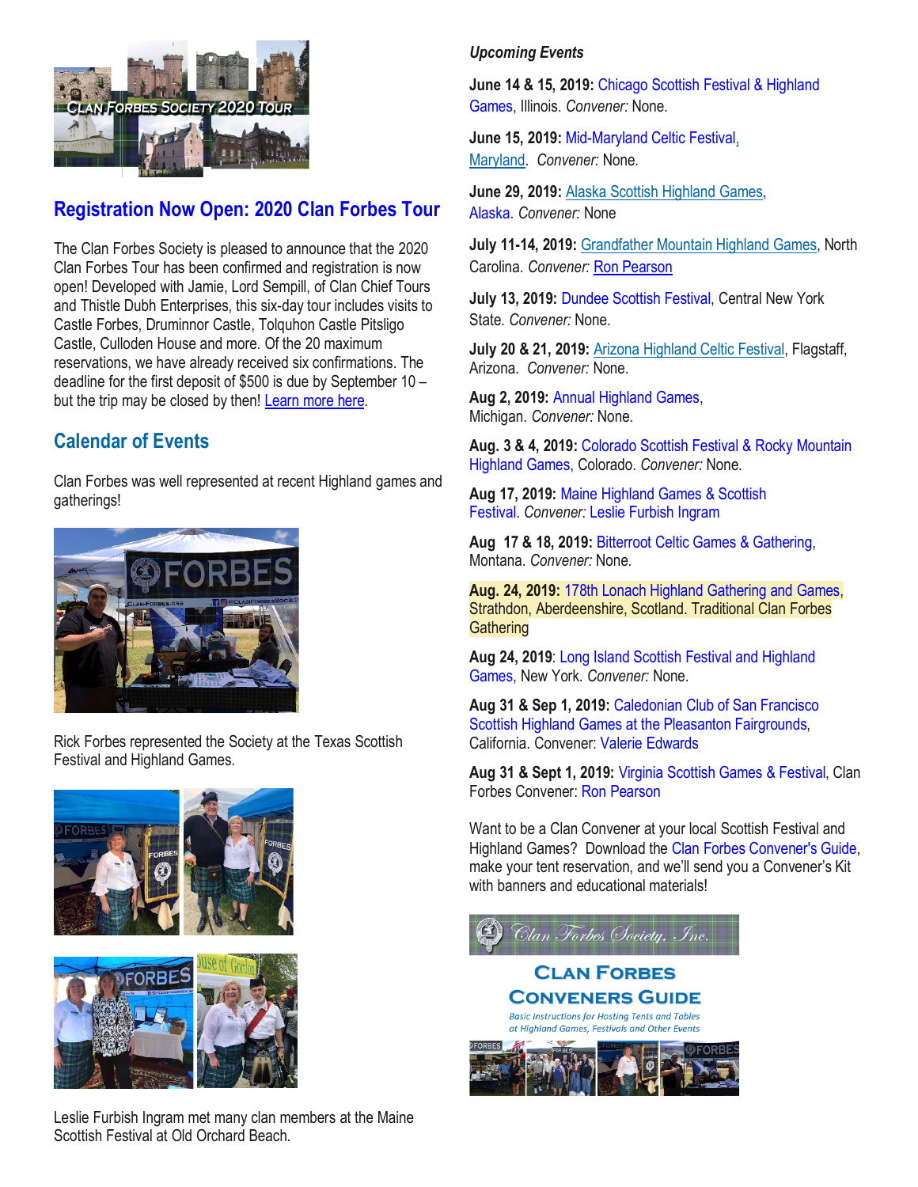## Registration Now Open: 2020 Clan Forbes Tour

The Clan Forbes Society is pleased to announce that the 2020 Clan Forbes Tour has been confirmed and registration is now open! Developed with Jamie, Lord Sempill, of Clan Chief Tours and Thistle Dubh Enterprises, this six-day tour includes visits to Castle Forbes, Druminnor Castle, Tolquhon Castle Pitsligo Castle, Culloden House and more. Of the 20 maximum reservations, we have already received six confirmations. The deadline for the first deposit of $500 is due by September 10 – but the trip may be closed by then! Learn more here.

## Calendar of Events

Clan Forbes was well represented at recent Highland games and gatherings!

Rick Forbes represented the Society at the Texas Scottish Festival and Highland Games.

Leslie Furbish Ingram met many clan members at the Maine Scottish Festival at Old Orchard Beach.

*Upcoming Events*

**June 14 & 15, 2019:** Chicago Scottish Festival & Highland Games, Illinois. *Convener:* None.

**June 15, 2019:** Mid-Maryland Celtic Festival, Maryland. *Convener:* None.

**June 29, 2019:** Alaska Scottish Highland Games, Alaska. *Convener:* None

**July 11-14, 2019:** Grandfather Mountain Highland Games, North Carolina. *Convener:* Ron Pearson

**July 13, 2019:** Dundee Scottish Festival, Central New York State. *Convener:* None.

**July 20 & 21, 2019:** Arizona Highland Celtic Festival, Flagstaff, Arizona. *Convener:* None.

**Aug 2, 2019:** Annual Highland Games, Michigan. *Convener:* None.

**Aug. 3 & 4, 2019:** Colorado Scottish Festival & Rocky Mountain Highland Games, Colorado. *Convener:* None.

**Aug 17, 2019:** Maine Highland Games & Scottish Festival. *Convener:* Leslie Furbish Ingram

**Aug 17 & 18, 2019:** Bitterroot Celtic Games & Gathering, Montana. *Convener:* None.

**Aug. 24, 2019:** 178th Lonach Highland Gathering and Games, Strathdon, Aberdeenshire, Scotland. Traditional Clan Forbes Gathering

**Aug 24, 2019**: Long Island Scottish Festival and Highland Games, New York. *Convener:* None.

**Aug 31 & Sep 1, 2019:** Caledonian Club of San Francisco Scottish Highland Games at the Pleasanton Fairgrounds, California. Convener: Valerie Edwards

**Aug 31 & Sept 1, 2019:** Virginia Scottish Games & Festival, Clan Forbes Convener: Ron Pearson

Want to be a Clan Convener at your local Scottish Festival and Highland Games? Download the Clan Forbes Convener's Guide, make your tent reservation, and we'll send you a Convener's Kit with banners and educational materials!